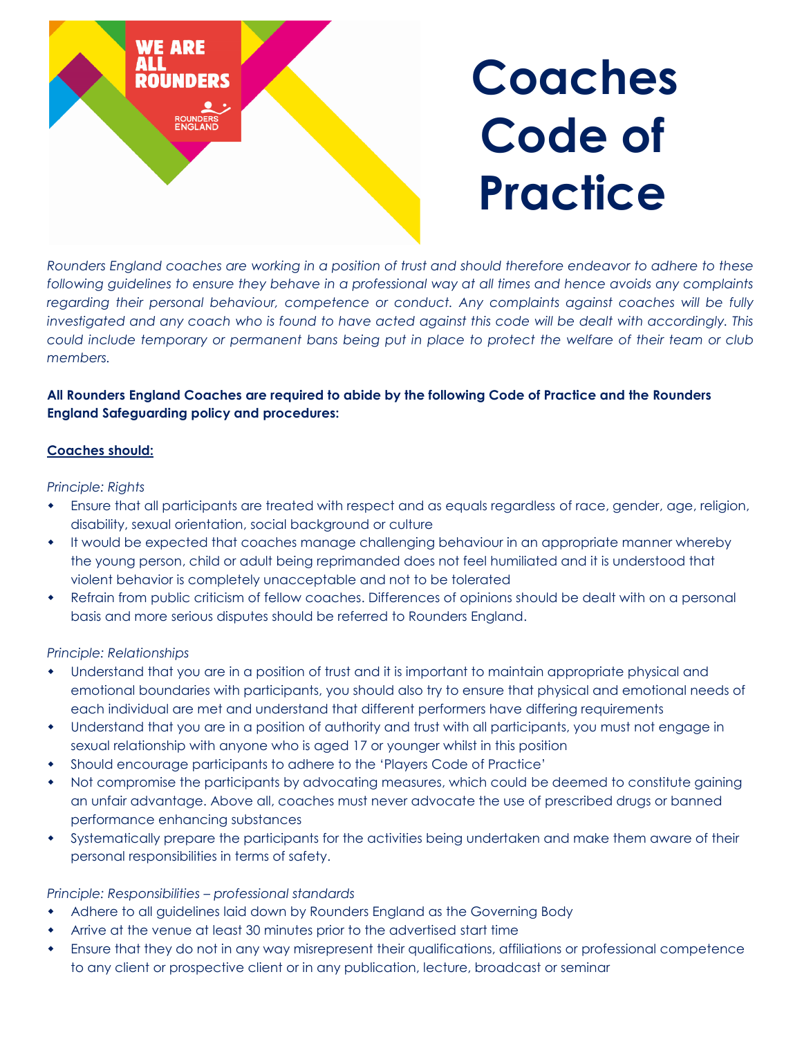WE ARE ALL ROUNDERS

ROUNDERS ENGLAND

# Coaches Code of Practice

*Rounders England coaches are working in a position of trust and should therefore endeavor to adhere to these following guidelines to ensure they behave in a professional way at all times and hence avoids any complaints regarding their personal behaviour, competence or conduct. Any complaints against coaches will be fully investigated and any coach who is found to have acted against this code will be dealt with accordingly. This could include temporary or permanent bans being put in place to protect the welfare of their team or club members.*

**All Rounders England Coaches are required to abide by the following Code of Practice and the Rounders England Safeguarding policy and procedures:**

**Coaches should:**

*Principle: Rights*

- Ensure that all participants are treated with respect and as equals regardless of race, gender, age, religion, disability, sexual orientation, social background or culture
- It would be expected that coaches manage challenging behaviour in an appropriate manner whereby the young person, child or adult being reprimanded does not feel humiliated and it is understood that violent behavior is completely unacceptable and not to be tolerated
- Refrain from public criticism of fellow coaches. Differences of opinions should be dealt with on a personal basis and more serious disputes should be referred to Rounders England.

*Principle: Relationships*

- Understand that you are in a position of trust and it is important to maintain appropriate physical and emotional boundaries with participants, you should also try to ensure that physical and emotional needs of each individual are met and understand that different performers have differing requirements
- Understand that you are in a position of authority and trust with all participants, you must not engage in sexual relationship with anyone who is aged 17 or younger whilst in this position
- Should encourage participants to adhere to the 'Players Code of Practice'
- Not compromise the participants by advocating measures, which could be deemed to constitute gaining an unfair advantage. Above all, coaches must never advocate the use of prescribed drugs or banned performance enhancing substances
- Systematically prepare the participants for the activities being undertaken and make them aware of their personal responsibilities in terms of safety.

*Principle: Responsibilities – professional standards*

- Adhere to all guidelines laid down by Rounders England as the Governing Body
- Arrive at the venue at least 30 minutes prior to the advertised start time
- Ensure that they do not in any way misrepresent their qualifications, affiliations or professional competence to any client or prospective client or in any publication, lecture, broadcast or seminar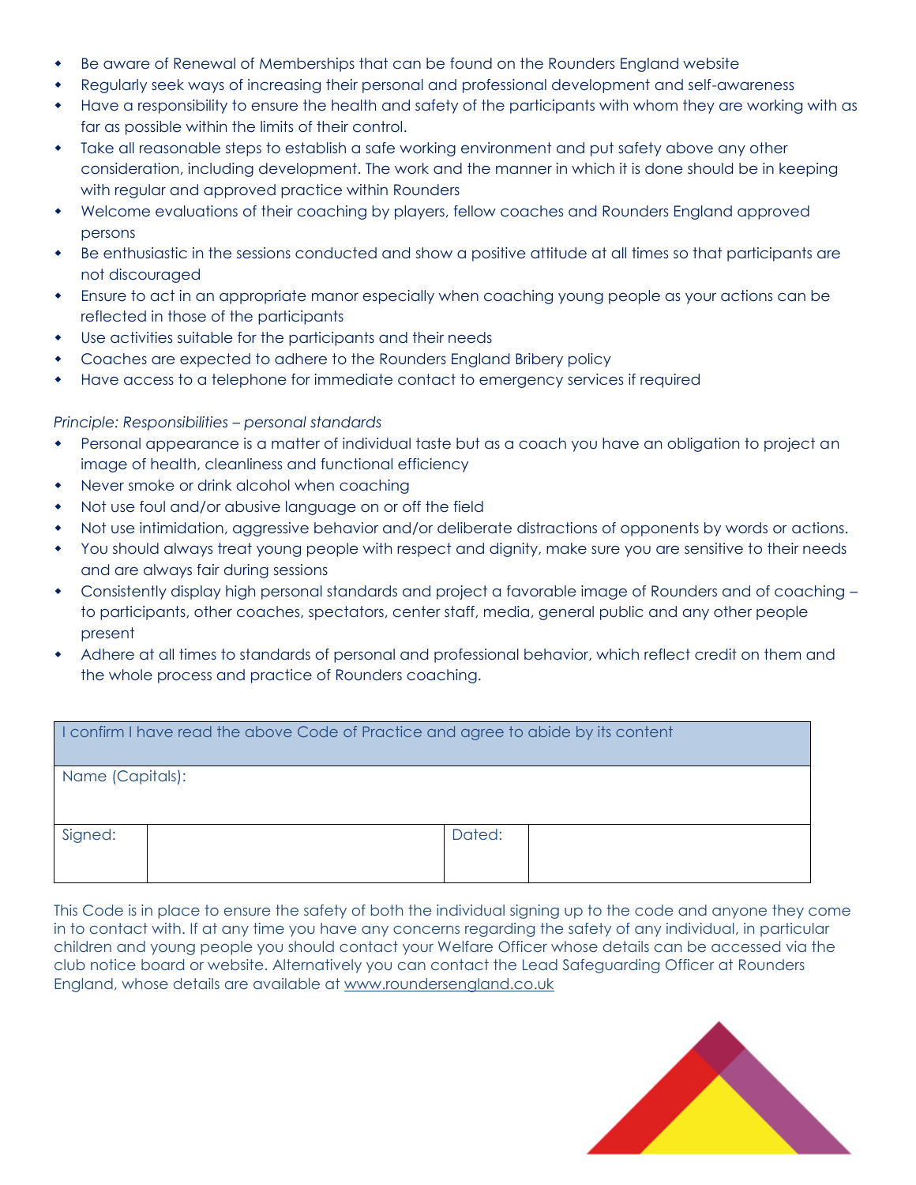- Be aware of Renewal of Memberships that can be found on the Rounders England website
- Regularly seek ways of increasing their personal and professional development and self-awareness
- Have a responsibility to ensure the health and safety of the participants with whom they are working with as far as possible within the limits of their control.
- Take all reasonable steps to establish a safe working environment and put safety above any other consideration, including development. The work and the manner in which it is done should be in keeping with regular and approved practice within Rounders
- Welcome evaluations of their coaching by players, fellow coaches and Rounders England approved persons
- Be enthusiastic in the sessions conducted and show a positive attitude at all times so that participants are not discouraged
- Ensure to act in an appropriate manor especially when coaching young people as your actions can be reflected in those of the participants
- Use activities suitable for the participants and their needs
- Coaches are expected to adhere to the Rounders England Bribery policy
- Have access to a telephone for immediate contact to emergency services if required

*Principle: Responsibilities – personal standards*

- Personal appearance is a matter of individual taste but as a coach you have an obligation to project an image of health, cleanliness and functional efficiency
- Never smoke or drink alcohol when coaching
- Not use foul and/or abusive language on or off the field
- Not use intimidation, aggressive behavior and/or deliberate distractions of opponents by words or actions.
- You should always treat young people with respect and dignity, make sure you are sensitive to their needs and are always fair during sessions
- Consistently display high personal standards and project a favorable image of Rounders and of coaching – to participants, other coaches, spectators, center staff, media, general public and any other people present
- Adhere at all times to standards of personal and professional behavior, which reflect credit on them and the whole process and practice of Rounders coaching.

| I confirm I have read the above Code of Practice and agree to abide by its content | | | |
|---|---|---|---|
| Name (Capitals): | | | |
| Signed: | | Dated: | |

This Code is in place to ensure the safety of both the individual signing up to the code and anyone they come in to contact with. If at any time you have any concerns regarding the safety of any individual, in particular children and young people you should contact your Welfare Officer whose details can be accessed via the club notice board or website. Alternatively you can contact the Lead Safeguarding Officer at Rounders England, whose details are available at www.roundersengland.co.uk